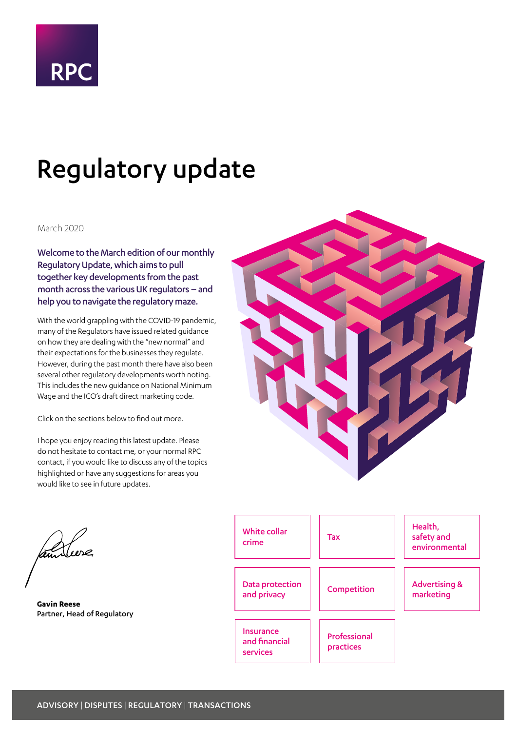RPC

# Regulatory update

March 2020

**Welcome to the March edition of our monthly Regulatory Update, which aims to pull together key developments from the past month across the various UK regulators – and help you to navigate the regulatory maze.**

With the world grappling with the COVID-19 pandemic, many of the Regulators have issued related guidance on how they are dealing with the "new normal" and their expectations for the businesses they regulate. However, during the past month there have also been several other regulatory developments worth noting. This includes the new guidance on National Minimum Wage and the ICO's draft direct marketing code.

Click on the sections below to find out more.

I hope you enjoy reading this latest update. Please do not hesitate to contact me, or your normal RPC contact, if you would like to discuss any of the topics highlighted or have any suggestions for areas you would like to see in future updates.

**Gavin Reese**
**Partner, Head of Regulatory**

- White collar crime
- Tax
- Health, safety and environmental
- Data protection and privacy
- Competition
- Advertising & marketing
- Insurance and financial services
- Professional practices

ADVISORY | DISPUTES | REGULATORY | TRANSACTIONS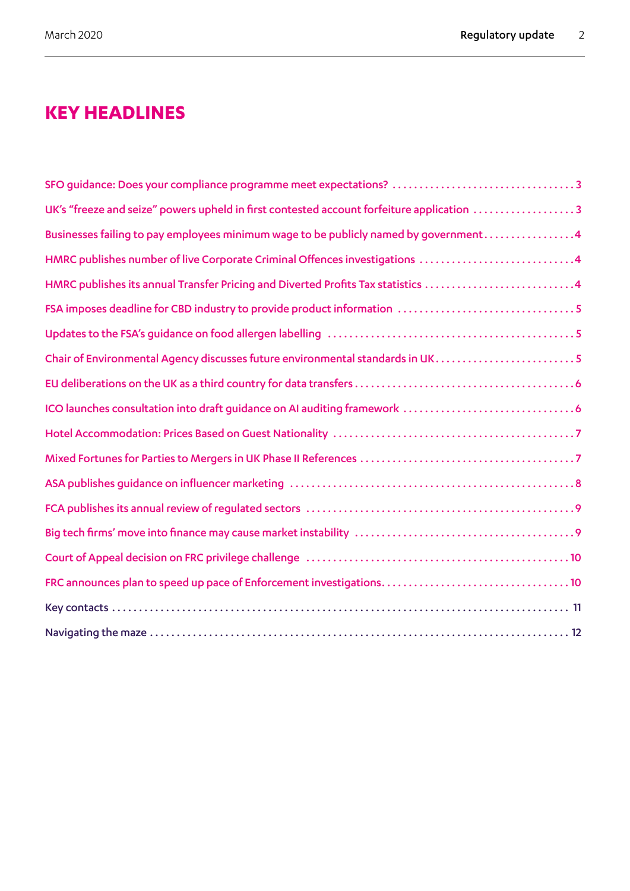# KEY HEADLINES

SFO guidance: Does your compliance programme meet expectations? .................................. 3

UK's "freeze and seize" powers upheld in first contested account forfeiture application .................. 3

Businesses failing to pay employees minimum wage to be publicly named by government................. 4

HMRC publishes number of live Corporate Criminal Offences investigations ............................ 4

HMRC publishes its annual Transfer Pricing and Diverted Profits Tax statistics ........................... 4

FSA imposes deadline for CBD industry to provide product information ................................. 5

Updates to the FSA's guidance on food allergen labelling .............................................. 5

Chair of Environmental Agency discusses future environmental standards in UK.......................... 5

EU deliberations on the UK as a third country for data transfers ......................................... 6

ICO launches consultation into draft guidance on AI auditing framework ................................ 6

Hotel Accommodation: Prices Based on Guest Nationality ............................................. 7

Mixed Fortunes for Parties to Mergers in UK Phase II References ........................................ 7

ASA publishes guidance on influencer marketing .................................................... 8

FCA publishes its annual review of regulated sectors .................................................. 9

Big tech firms' move into finance may cause market instability ......................................... 9

Court of Appeal decision on FRC privilege challenge ................................................. 10

FRC announces plan to speed up pace of Enforcement investigations................................... 10

Key contacts ......................................................................................... 11

Navigating the maze ................................................................................. 12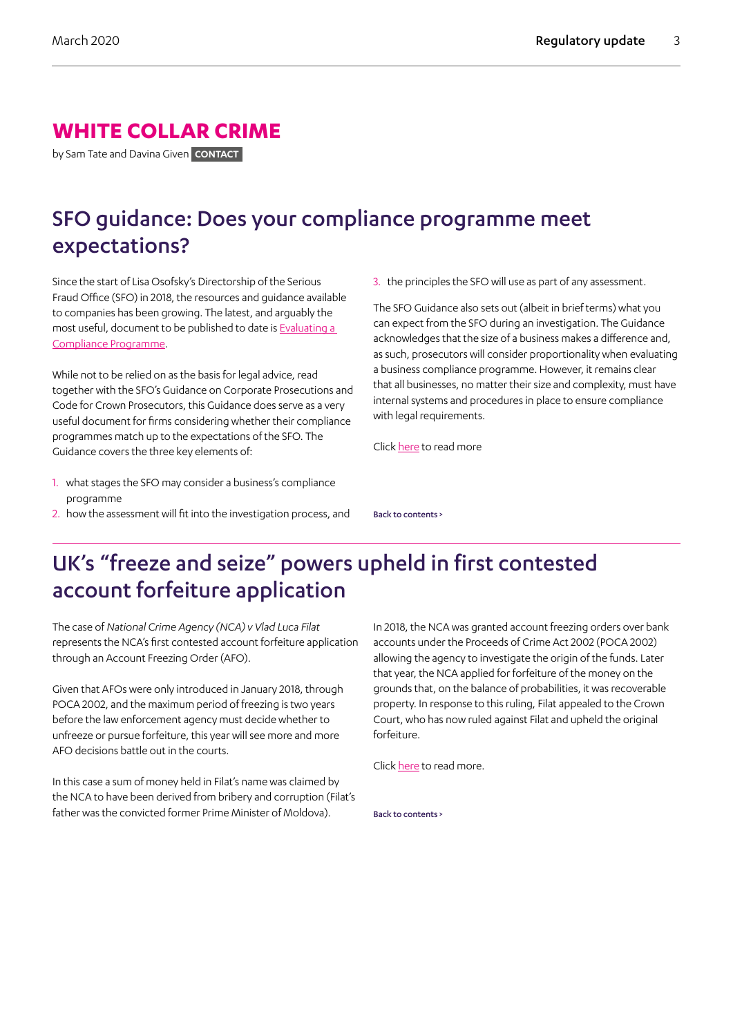# WHITE COLLAR CRIME

by Sam Tate and Davina Given **CONTACT**

## SFO guidance: Does your compliance programme meet expectations?

Since the start of Lisa Osofsky's Directorship of the Serious Fraud Office (SFO) in 2018, the resources and guidance available to companies has been growing. The latest, and arguably the most useful, document to be published to date is Evaluating a Compliance Programme.

While not to be relied on as the basis for legal advice, read together with the SFO's Guidance on Corporate Prosecutions and Code for Crown Prosecutors, this Guidance does serve as a very useful document for firms considering whether their compliance programmes match up to the expectations of the SFO. The Guidance covers the three key elements of:

1. what stages the SFO may consider a business's compliance programme
2. how the assessment will fit into the investigation process, and
3. the principles the SFO will use as part of any assessment.

The SFO Guidance also sets out (albeit in brief terms) what you can expect from the SFO during an investigation. The Guidance acknowledges that the size of a business makes a difference and, as such, prosecutors will consider proportionality when evaluating a business compliance programme. However, it remains clear that all businesses, no matter their size and complexity, must have internal systems and procedures in place to ensure compliance with legal requirements.

Click here to read more

Back to contents >

## UK's "freeze and seize" powers upheld in first contested account forfeiture application

The case of *National Crime Agency (NCA) v Vlad Luca Filat* represents the NCA's first contested account forfeiture application through an Account Freezing Order (AFO).

Given that AFOs were only introduced in January 2018, through POCA 2002, and the maximum period of freezing is two years before the law enforcement agency must decide whether to unfreeze or pursue forfeiture, this year will see more and more AFO decisions battle out in the courts.

In this case a sum of money held in Filat's name was claimed by the NCA to have been derived from bribery and corruption (Filat's father was the convicted former Prime Minister of Moldova).

In 2018, the NCA was granted account freezing orders over bank accounts under the Proceeds of Crime Act 2002 (POCA 2002) allowing the agency to investigate the origin of the funds. Later that year, the NCA applied for forfeiture of the money on the grounds that, on the balance of probabilities, it was recoverable property. In response to this ruling, Filat appealed to the Crown Court, who has now ruled against Filat and upheld the original forfeiture.

Click here to read more.

Back to contents >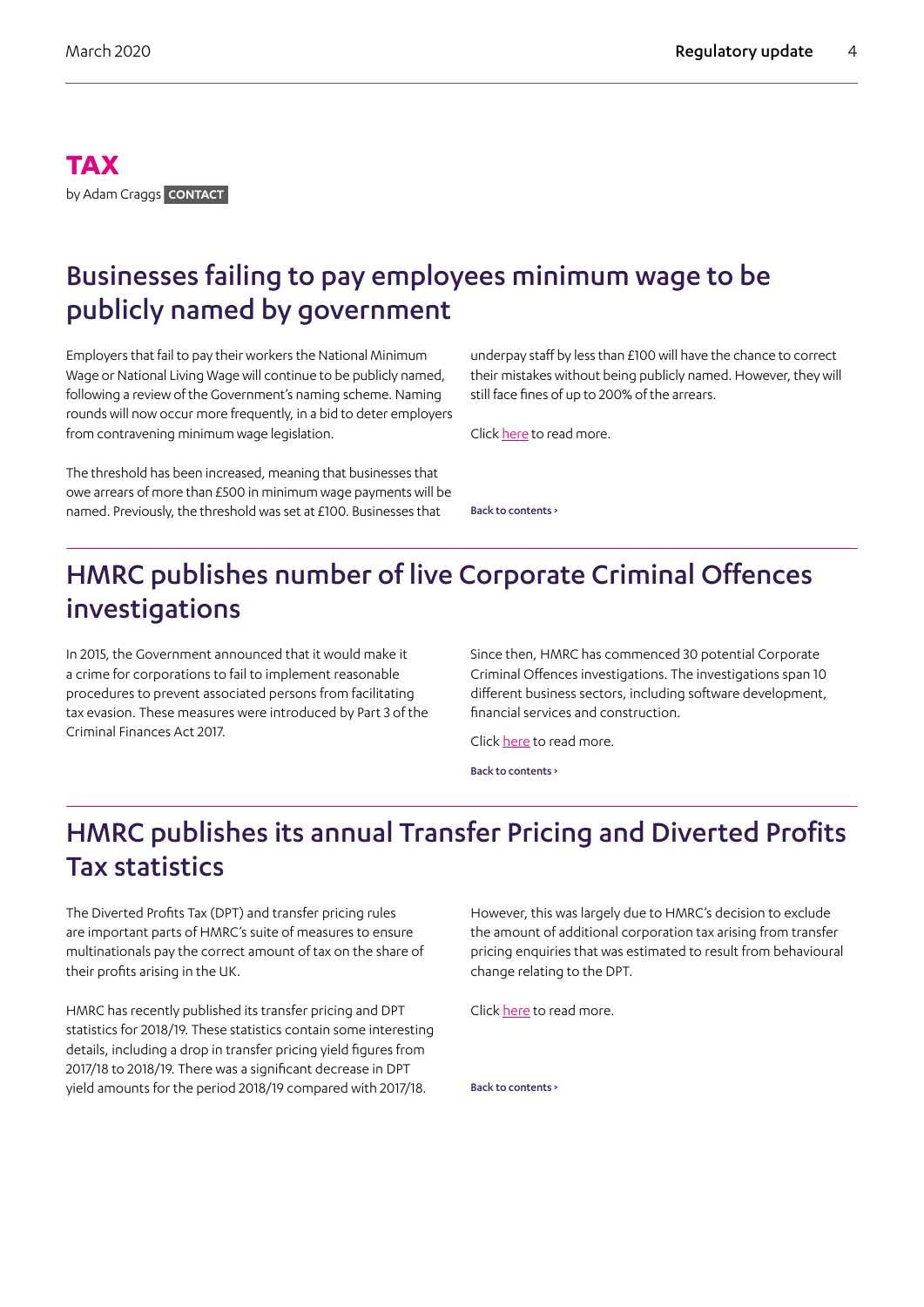# TAX

by Adam Craggs **CONTACT**

## Businesses failing to pay employees minimum wage to be publicly named by government

Employers that fail to pay their workers the National Minimum Wage or National Living Wage will continue to be publicly named, following a review of the Government's naming scheme. Naming rounds will now occur more frequently, in a bid to deter employers from contravening minimum wage legislation.

The threshold has been increased, meaning that businesses that owe arrears of more than £500 in minimum wage payments will be named. Previously, the threshold was set at £100. Businesses that underpay staff by less than £100 will have the chance to correct their mistakes without being publicly named. However, they will still face fines of up to 200% of the arrears.

Click here to read more.

Back to contents >

## HMRC publishes number of live Corporate Criminal Offences investigations

In 2015, the Government announced that it would make it a crime for corporations to fail to implement reasonable procedures to prevent associated persons from facilitating tax evasion. These measures were introduced by Part 3 of the Criminal Finances Act 2017.

Since then, HMRC has commenced 30 potential Corporate Criminal Offences investigations. The investigations span 10 different business sectors, including software development, financial services and construction.

Click here to read more.

Back to contents >

## HMRC publishes its annual Transfer Pricing and Diverted Profits Tax statistics

The Diverted Profits Tax (DPT) and transfer pricing rules are important parts of HMRC's suite of measures to ensure multinationals pay the correct amount of tax on the share of their profits arising in the UK.

HMRC has recently published its transfer pricing and DPT statistics for 2018/19. These statistics contain some interesting details, including a drop in transfer pricing yield figures from 2017/18 to 2018/19. There was a significant decrease in DPT yield amounts for the period 2018/19 compared with 2017/18. However, this was largely due to HMRC's decision to exclude the amount of additional corporation tax arising from transfer pricing enquiries that was estimated to result from behavioural change relating to the DPT.

Click here to read more.

Back to contents >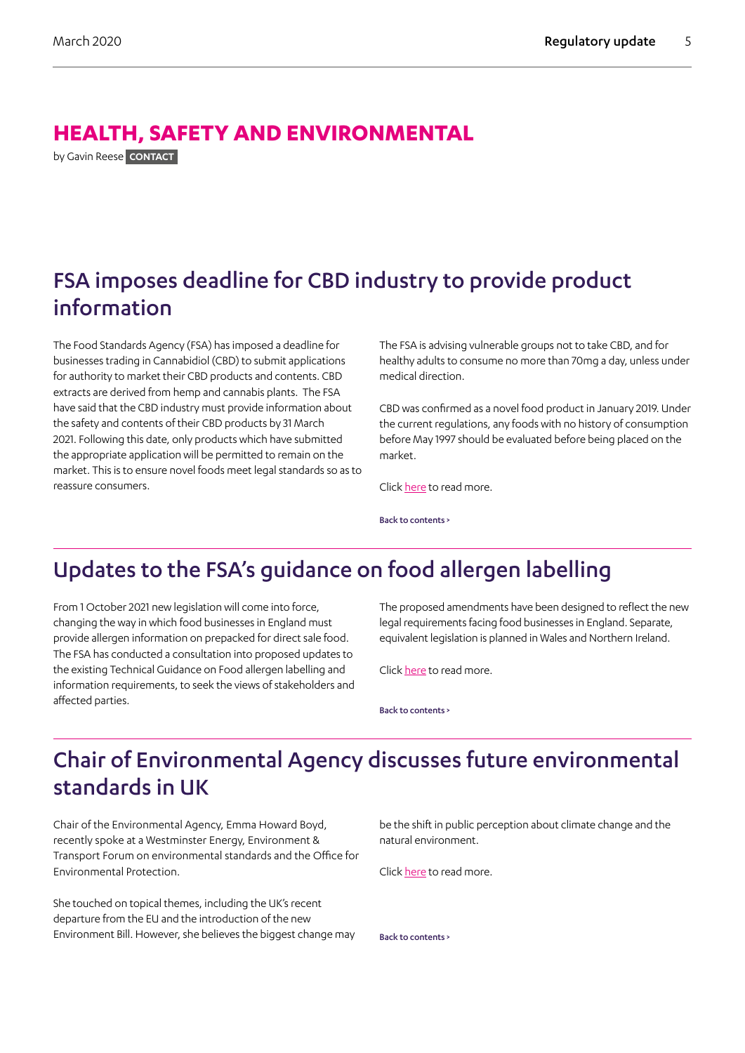# HEALTH, SAFETY AND ENVIRONMENTAL

by Gavin Reese **CONTACT**

## FSA imposes deadline for CBD industry to provide product information

The Food Standards Agency (FSA) has imposed a deadline for businesses trading in Cannabidiol (CBD) to submit applications for authority to market their CBD products and contents. CBD extracts are derived from hemp and cannabis plants. The FSA have said that the CBD industry must provide information about the safety and contents of their CBD products by 31 March 2021. Following this date, only products which have submitted the appropriate application will be permitted to remain on the market. This is to ensure novel foods meet legal standards so as to reassure consumers.

The FSA is advising vulnerable groups not to take CBD, and for healthy adults to consume no more than 70mg a day, unless under medical direction.

CBD was confirmed as a novel food product in January 2019. Under the current regulations, any foods with no history of consumption before May 1997 should be evaluated before being placed on the market.

Click here to read more.

Back to contents >

## Updates to the FSA's guidance on food allergen labelling

From 1 October 2021 new legislation will come into force, changing the way in which food businesses in England must provide allergen information on prepacked for direct sale food. The FSA has conducted a consultation into proposed updates to the existing Technical Guidance on Food allergen labelling and information requirements, to seek the views of stakeholders and affected parties.

The proposed amendments have been designed to reflect the new legal requirements facing food businesses in England. Separate, equivalent legislation is planned in Wales and Northern Ireland.

Click here to read more.

Back to contents >

## Chair of Environmental Agency discusses future environmental standards in UK

Chair of the Environmental Agency, Emma Howard Boyd, recently spoke at a Westminster Energy, Environment & Transport Forum on environmental standards and the Office for Environmental Protection.

She touched on topical themes, including the UK's recent departure from the EU and the introduction of the new Environment Bill. However, she believes the biggest change may be the shift in public perception about climate change and the natural environment.

Click here to read more.

Back to contents >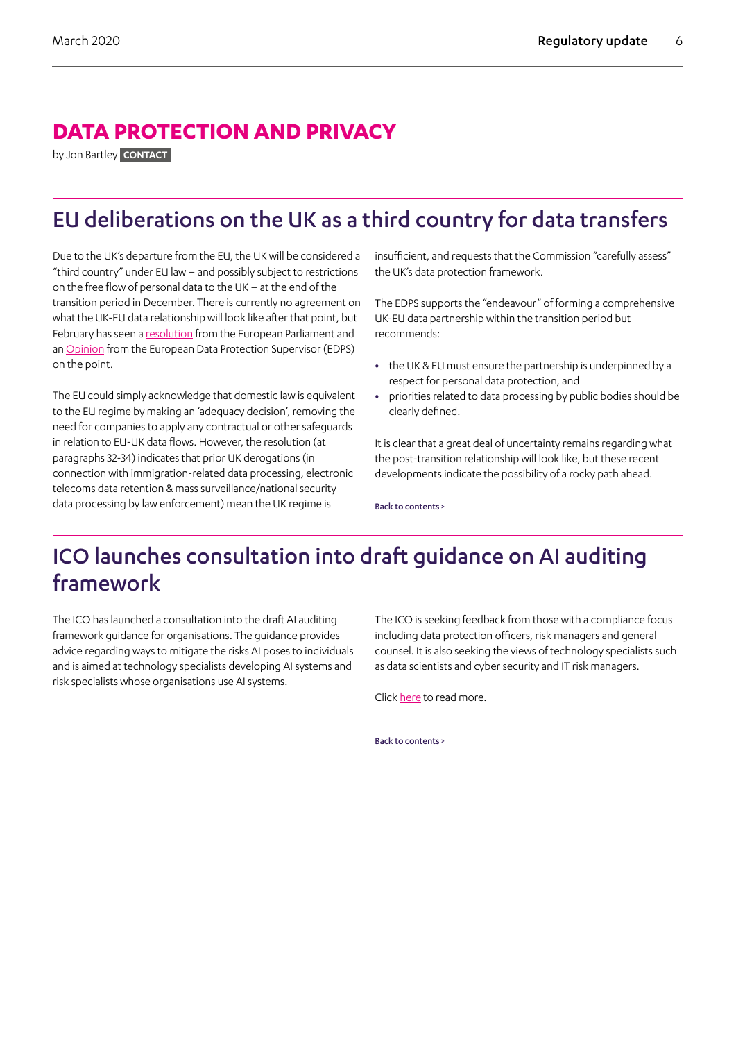# DATA PROTECTION AND PRIVACY

by Jon Bartley **CONTACT**

## EU deliberations on the UK as a third country for data transfers

Due to the UK's departure from the EU, the UK will be considered a "third country" under EU law – and possibly subject to restrictions on the free flow of personal data to the UK – at the end of the transition period in December. There is currently no agreement on what the UK-EU data relationship will look like after that point, but February has seen a resolution from the European Parliament and an Opinion from the European Data Protection Supervisor (EDPS) on the point.

The EU could simply acknowledge that domestic law is equivalent to the EU regime by making an 'adequacy decision', removing the need for companies to apply any contractual or other safeguards in relation to EU-UK data flows. However, the resolution (at paragraphs 32-34) indicates that prior UK derogations (in connection with immigration-related data processing, electronic telecoms data retention & mass surveillance/national security data processing by law enforcement) mean the UK regime is insufficient, and requests that the Commission "carefully assess" the UK's data protection framework.

The EDPS supports the "endeavour" of forming a comprehensive UK-EU data partnership within the transition period but recommends:

- the UK & EU must ensure the partnership is underpinned by a respect for personal data protection, and
- priorities related to data processing by public bodies should be clearly defined.

It is clear that a great deal of uncertainty remains regarding what the post-transition relationship will look like, but these recent developments indicate the possibility of a rocky path ahead.

Back to contents >

## ICO launches consultation into draft guidance on AI auditing framework

The ICO has launched a consultation into the draft AI auditing framework guidance for organisations. The guidance provides advice regarding ways to mitigate the risks AI poses to individuals and is aimed at technology specialists developing AI systems and risk specialists whose organisations use AI systems.

The ICO is seeking feedback from those with a compliance focus including data protection officers, risk managers and general counsel. It is also seeking the views of technology specialists such as data scientists and cyber security and IT risk managers.

Click here to read more.

Back to contents >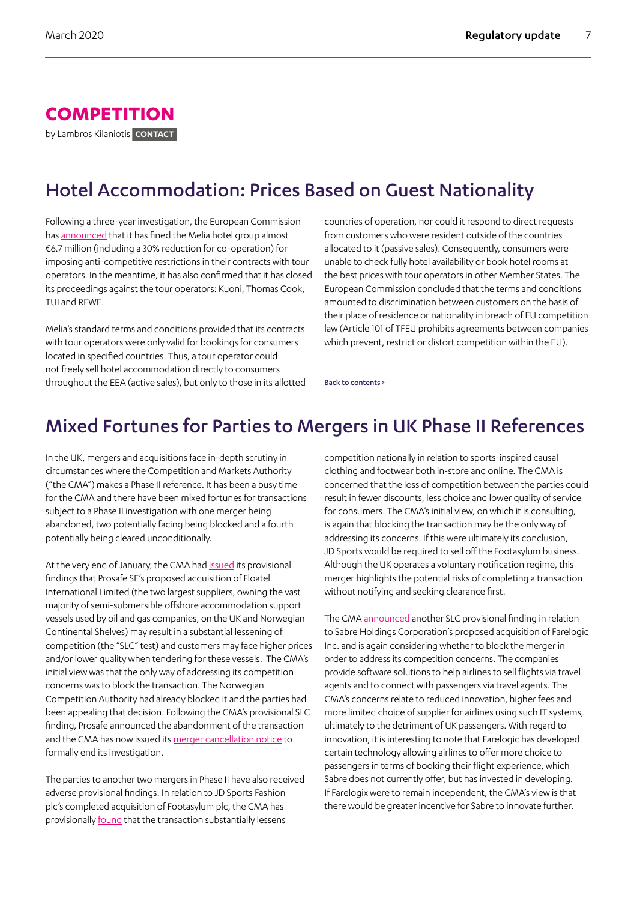# COMPETITION

by Lambros Kilaniotis CONTACT

## Hotel Accommodation: Prices Based on Guest Nationality

Following a three-year investigation, the European Commission has announced that it has fined the Melia hotel group almost €6.7 million (including a 30% reduction for co-operation) for imposing anti-competitive restrictions in their contracts with tour operators. In the meantime, it has also confirmed that it has closed its proceedings against the tour operators: Kuoni, Thomas Cook, TUI and REWE.

Melia's standard terms and conditions provided that its contracts with tour operators were only valid for bookings for consumers located in specified countries. Thus, a tour operator could not freely sell hotel accommodation directly to consumers throughout the EEA (active sales), but only to those in its allotted countries of operation, nor could it respond to direct requests from customers who were resident outside of the countries allocated to it (passive sales). Consequently, consumers were unable to check fully hotel availability or book hotel rooms at the best prices with tour operators in other Member States. The European Commission concluded that the terms and conditions amounted to discrimination between customers on the basis of their place of residence or nationality in breach of EU competition law (Article 101 of TFEU prohibits agreements between companies which prevent, restrict or distort competition within the EU).

Back to contents >

## Mixed Fortunes for Parties to Mergers in UK Phase II References

In the UK, mergers and acquisitions face in-depth scrutiny in circumstances where the Competition and Markets Authority ("the CMA") makes a Phase II reference. It has been a busy time for the CMA and there have been mixed fortunes for transactions subject to a Phase II investigation with one merger being abandoned, two potentially facing being blocked and a fourth potentially being cleared unconditionally.

At the very end of January, the CMA had issued its provisional findings that Prosafe SE's proposed acquisition of Floatel International Limited (the two largest suppliers, owning the vast majority of semi-submersible offshore accommodation support vessels used by oil and gas companies, on the UK and Norwegian Continental Shelves) may result in a substantial lessening of competition (the "SLC" test) and customers may face higher prices and/or lower quality when tendering for these vessels. The CMA's initial view was that the only way of addressing its competition concerns was to block the transaction. The Norwegian Competition Authority had already blocked it and the parties had been appealing that decision. Following the CMA's provisional SLC finding, Prosafe announced the abandonment of the transaction and the CMA has now issued its merger cancellation notice to formally end its investigation.

The parties to another two mergers in Phase II have also received adverse provisional findings. In relation to JD Sports Fashion plc's completed acquisition of Footasylum plc, the CMA has provisionally found that the transaction substantially lessens competition nationally in relation to sports-inspired causal clothing and footwear both in-store and online. The CMA is concerned that the loss of competition between the parties could result in fewer discounts, less choice and lower quality of service for consumers. The CMA's initial view, on which it is consulting, is again that blocking the transaction may be the only way of addressing its concerns. If this were ultimately its conclusion, JD Sports would be required to sell off the Footasylum business. Although the UK operates a voluntary notification regime, this merger highlights the potential risks of completing a transaction without notifying and seeking clearance first.

The CMA announced another SLC provisional finding in relation to Sabre Holdings Corporation's proposed acquisition of Farelogic Inc. and is again considering whether to block the merger in order to address its competition concerns. The companies provide software solutions to help airlines to sell flights via travel agents and to connect with passengers via travel agents. The CMA's concerns relate to reduced innovation, higher fees and more limited choice of supplier for airlines using such IT systems, ultimately to the detriment of UK passengers. With regard to innovation, it is interesting to note that Farelogic has developed certain technology allowing airlines to offer more choice to passengers in terms of booking their flight experience, which Sabre does not currently offer, but has invested in developing. If Farelogix were to remain independent, the CMA's view is that there would be greater incentive for Sabre to innovate further.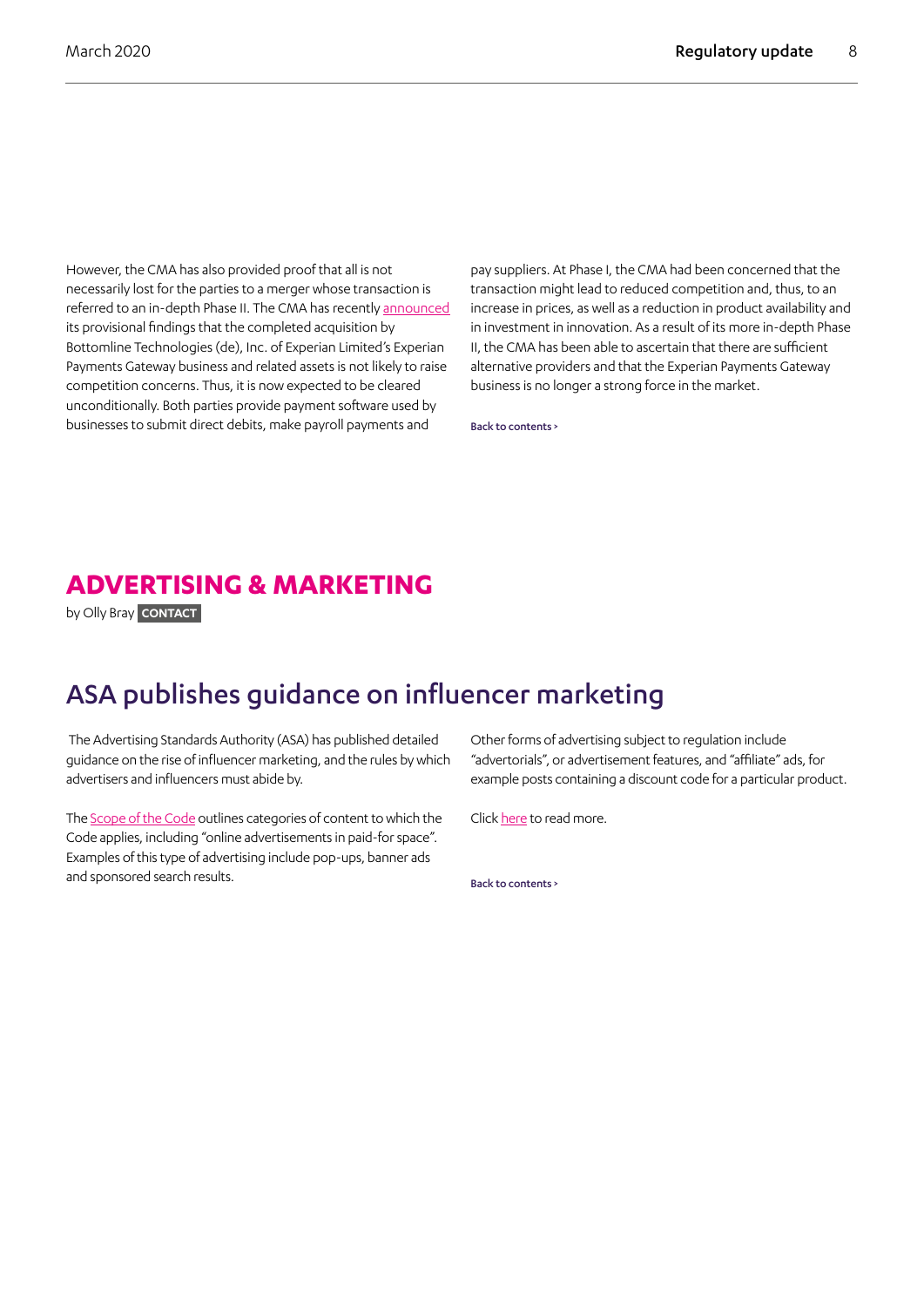However, the CMA has also provided proof that all is not necessarily lost for the parties to a merger whose transaction is referred to an in-depth Phase II. The CMA has recently announced its provisional findings that the completed acquisition by Bottomline Technologies (de), Inc. of Experian Limited's Experian Payments Gateway business and related assets is not likely to raise competition concerns. Thus, it is now expected to be cleared unconditionally. Both parties provide payment software used by businesses to submit direct debits, make payroll payments and pay suppliers. At Phase I, the CMA had been concerned that the transaction might lead to reduced competition and, thus, to an increase in prices, as well as a reduction in product availability and in investment in innovation. As a result of its more in-depth Phase II, the CMA has been able to ascertain that there are sufficient alternative providers and that the Experian Payments Gateway business is no longer a strong force in the market.

Back to contents >

# ADVERTISING & MARKETING

by Olly Bray **CONTACT**

## ASA publishes guidance on influencer marketing

The Advertising Standards Authority (ASA) has published detailed guidance on the rise of influencer marketing, and the rules by which advertisers and influencers must abide by.

The Scope of the Code outlines categories of content to which the Code applies, including "online advertisements in paid-for space". Examples of this type of advertising include pop-ups, banner ads and sponsored search results.

Other forms of advertising subject to regulation include "advertorials", or advertisement features, and "affiliate" ads, for example posts containing a discount code for a particular product.

Click here to read more.

Back to contents >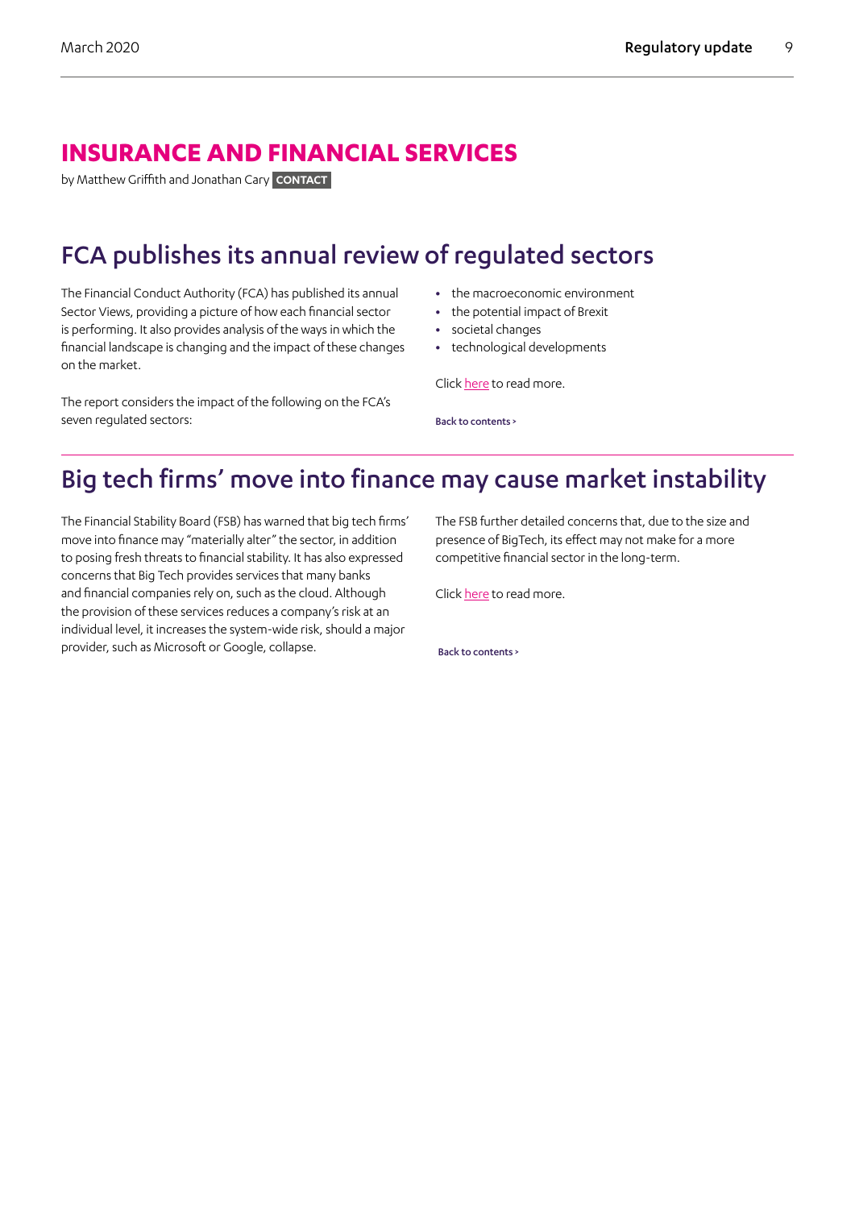# INSURANCE AND FINANCIAL SERVICES

by Matthew Griffith and Jonathan Cary **CONTACT**

## FCA publishes its annual review of regulated sectors

The Financial Conduct Authority (FCA) has published its annual Sector Views, providing a picture of how each financial sector is performing. It also provides analysis of the ways in which the financial landscape is changing and the impact of these changes on the market.

The report considers the impact of the following on the FCA's seven regulated sectors:

- the macroeconomic environment
- the potential impact of Brexit
- societal changes
- technological developments

Click here to read more.

Back to contents >

## Big tech firms' move into finance may cause market instability

The Financial Stability Board (FSB) has warned that big tech firms' move into finance may "materially alter" the sector, in addition to posing fresh threats to financial stability. It has also expressed concerns that Big Tech provides services that many banks and financial companies rely on, such as the cloud. Although the provision of these services reduces a company's risk at an individual level, it increases the system-wide risk, should a major provider, such as Microsoft or Google, collapse.

The FSB further detailed concerns that, due to the size and presence of BigTech, its effect may not make for a more competitive financial sector in the long-term.

Click here to read more.

Back to contents >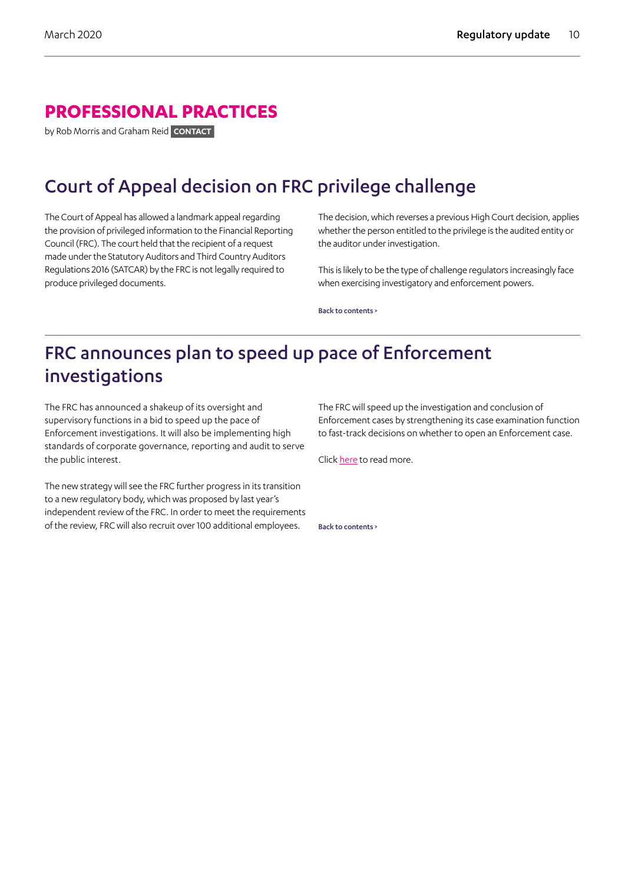# PROFESSIONAL PRACTICES

by Rob Morris and Graham Reid **CONTACT**

## Court of Appeal decision on FRC privilege challenge

The Court of Appeal has allowed a landmark appeal regarding the provision of privileged information to the Financial Reporting Council (FRC). The court held that the recipient of a request made under the Statutory Auditors and Third Country Auditors Regulations 2016 (SATCAR) by the FRC is not legally required to produce privileged documents.

The decision, which reverses a previous High Court decision, applies whether the person entitled to the privilege is the audited entity or the auditor under investigation.

This is likely to be the type of challenge regulators increasingly face when exercising investigatory and enforcement powers.

Back to contents >

## FRC announces plan to speed up pace of Enforcement investigations

The FRC has announced a shakeup of its oversight and supervisory functions in a bid to speed up the pace of Enforcement investigations. It will also be implementing high standards of corporate governance, reporting and audit to serve the public interest.

The new strategy will see the FRC further progress in its transition to a new regulatory body, which was proposed by last year's independent review of the FRC. In order to meet the requirements of the review, FRC will also recruit over 100 additional employees.

The FRC will speed up the investigation and conclusion of Enforcement cases by strengthening its case examination function to fast-track decisions on whether to open an Enforcement case.

Click here to read more.

Back to contents >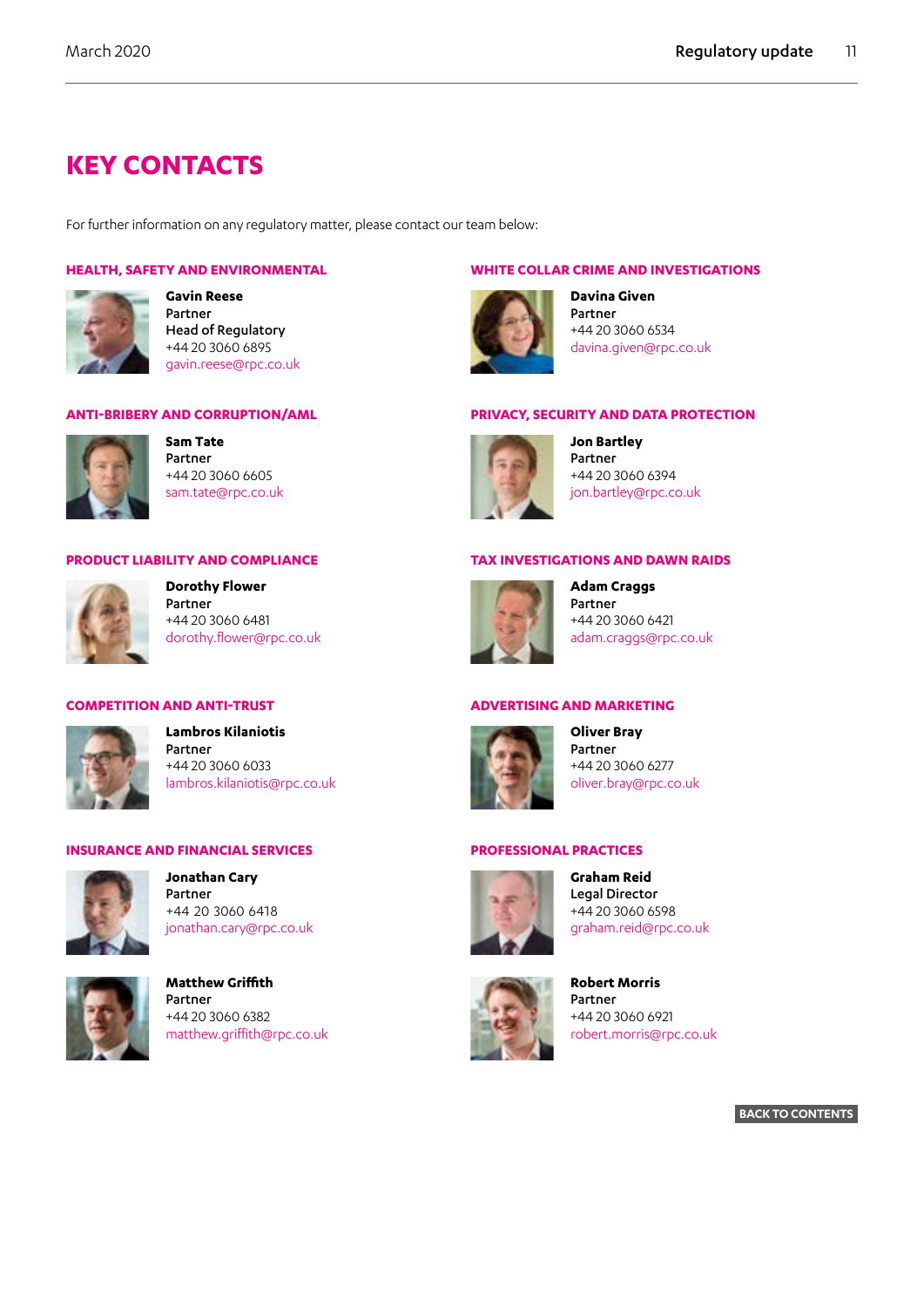# KEY CONTACTS

For further information on any regulatory matter, please contact our team below:

## HEALTH, SAFETY AND ENVIRONMENTAL

**Gavin Reese**
Partner
Head of Regulatory
+44 20 3060 6895
gavin.reese@rpc.co.uk

## ANTI-BRIBERY AND CORRUPTION/AML

**Sam Tate**
Partner
+44 20 3060 6605
sam.tate@rpc.co.uk

## PRODUCT LIABILITY AND COMPLIANCE

**Dorothy Flower**
Partner
+44 20 3060 6481
dorothy.flower@rpc.co.uk

## COMPETITION AND ANTI-TRUST

**Lambros Kilaniotis**
Partner
+44 20 3060 6033
lambros.kilaniotis@rpc.co.uk

## INSURANCE AND FINANCIAL SERVICES

**Jonathan Cary**
Partner
+44 20 3060 6418
jonathan.cary@rpc.co.uk

**Matthew Griffith**
Partner
+44 20 3060 6382
matthew.griffith@rpc.co.uk

## WHITE COLLAR CRIME AND INVESTIGATIONS

**Davina Given**
Partner
+44 20 3060 6534
davina.given@rpc.co.uk

## PRIVACY, SECURITY AND DATA PROTECTION

**Jon Bartley**
Partner
+44 20 3060 6394
jon.bartley@rpc.co.uk

## TAX INVESTIGATIONS AND DAWN RAIDS

**Adam Craggs**
Partner
+44 20 3060 6421
adam.craggs@rpc.co.uk

## ADVERTISING AND MARKETING

**Oliver Bray**
Partner
+44 20 3060 6277
oliver.bray@rpc.co.uk

## PROFESSIONAL PRACTICES

**Graham Reid**
Legal Director
+44 20 3060 6598
graham.reid@rpc.co.uk

**Robert Morris**
Partner
+44 20 3060 6921
robert.morris@rpc.co.uk

BACK TO CONTENTS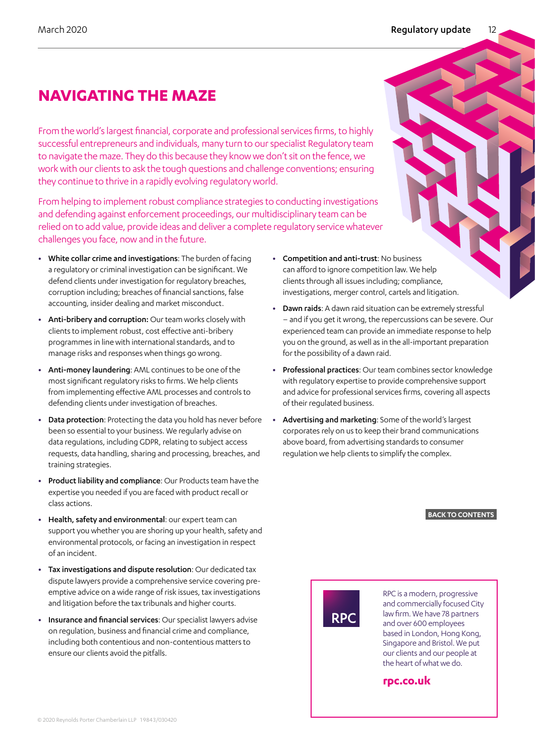# NAVIGATING THE MAZE

From the world's largest financial, corporate and professional services firms, to highly successful entrepreneurs and individuals, many turn to our specialist Regulatory team to navigate the maze. They do this because they know we don't sit on the fence, we work with our clients to ask the tough questions and challenge conventions; ensuring they continue to thrive in a rapidly evolving regulatory world.

From helping to implement robust compliance strategies to conducting investigations and defending against enforcement proceedings, our multidisciplinary team can be relied on to add value, provide ideas and deliver a complete regulatory service whatever challenges you face, now and in the future.

- **White collar crime and investigations**: The burden of facing a regulatory or criminal investigation can be significant. We defend clients under investigation for regulatory breaches, corruption including; breaches of financial sanctions, false accounting, insider dealing and market misconduct.
- **Anti-bribery and corruption:** Our team works closely with clients to implement robust, cost effective anti-bribery programmes in line with international standards, and to manage risks and responses when things go wrong.
- **Anti-money laundering**: AML continues to be one of the most significant regulatory risks to firms. We help clients from implementing effective AML processes and controls to defending clients under investigation of breaches.
- **Data protection**: Protecting the data you hold has never before been so essential to your business. We regularly advise on data regulations, including GDPR, relating to subject access requests, data handling, sharing and processing, breaches, and training strategies.
- **Product liability and compliance**: Our Products team have the expertise you needed if you are faced with product recall or class actions.
- **Health, safety and environmental**: our expert team can support you whether you are shoring up your health, safety and environmental protocols, or facing an investigation in respect of an incident.
- **Tax investigations and dispute resolution**: Our dedicated tax dispute lawyers provide a comprehensive service covering pre-emptive advice on a wide range of risk issues, tax investigations and litigation before the tax tribunals and higher courts.
- **Insurance and financial services**: Our specialist lawyers advise on regulation, business and financial crime and compliance, including both contentious and non-contentious matters to ensure our clients avoid the pitfalls.
- **Competition and anti-trust**: No business can afford to ignore competition law. We help clients through all issues including; compliance, investigations, merger control, cartels and litigation.
- **Dawn raids**: A dawn raid situation can be extremely stressful – and if you get it wrong, the repercussions can be severe. Our experienced team can provide an immediate response to help you on the ground, as well as in the all-important preparation for the possibility of a dawn raid.
- **Professional practices**: Our team combines sector knowledge with regulatory expertise to provide comprehensive support and advice for professional services firms, covering all aspects of their regulated business.
- **Advertising and marketing**: Some of the world's largest corporates rely on us to keep their brand communications above board, from advertising standards to consumer regulation we help clients to simplify the complex.

BACK TO CONTENTS

RPC

RPC is a modern, progressive and commercially focused City law firm. We have 78 partners and over 600 employees based in London, Hong Kong, Singapore and Bristol. We put our clients and our people at the heart of what we do.

**rpc.co.uk**

© 2020 Reynolds Porter Chamberlain LLP 19843/030420